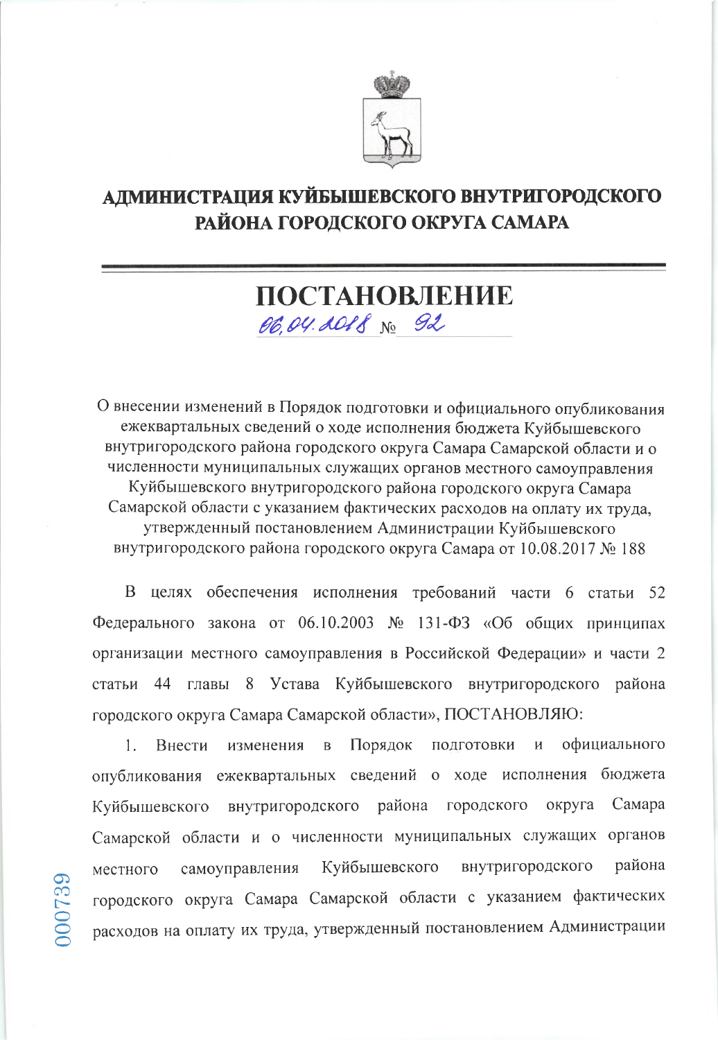# АДМИНИСТРАЦИЯ КУЙБЫШЕВСКОГО ВНУТРИГОРОДСКОГО РАЙОНА ГОРОДСКОГО ОКРУГА САМАРА

## ПОСТАНОВЛЕНИЕ

06.04.2018 № 92

О внесении изменений в Порядок подготовки и официального опубликования ежеквартальных сведений о ходе исполнения бюджета Куйбышевского внутригородского района городского округа Самара Самарской области и о численности муниципальных служащих органов местного самоуправления Куйбышевского внутригородского района городского округа Самара Самарской области с указанием фактических расходов на оплату их труда, утвержденный постановлением Администрации Куйбышевского внутригородского района городского округа Самара от 10.08.2017 № 188

В целях обеспечения исполнения требований части 6 статьи 52 Федерального закона от 06.10.2003 № 131-ФЗ «Об общих принципах организации местного самоуправления в Российской Федерации» и части 2 статьи 44 главы 8 Устава Куйбышевского внутригородского района городского округа Самара Самарской области», ПОСТАНОВЛЯЮ:

1. Внести изменения в Порядок подготовки и официального опубликования ежеквартальных сведений о ходе исполнения бюджета Куйбышевского внутригородского района городского округа Самара Самарской области и о численности муниципальных служащих органов местного самоуправления Куйбышевского внутригородского района городского округа Самара Самарской области с указанием фактических расходов на оплату их труда, утвержденный постановлением Администрации

000739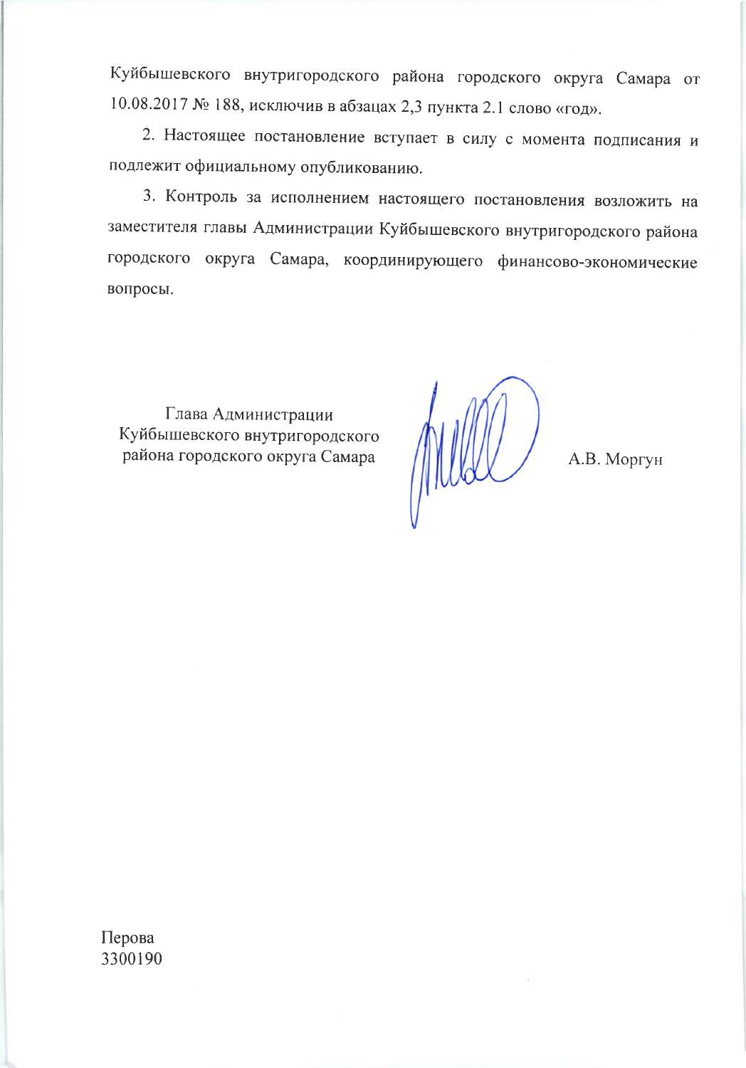Куйбышевского внутригородского района городского округа Самара от 10.08.2017 № 188, исключив в абзацах 2,3 пункта 2.1 слово «год».

2. Настоящее постановление вступает в силу с момента подписания и подлежит официальному опубликованию.

3. Контроль за исполнением настоящего постановления возложить на заместителя главы Администрации Куйбышевского внутригородского района городского округа Самара, координирующего финансово-экономические вопросы.

Глава Администрации
Куйбышевского внутригородского
района городского округа Самара

А.В. Моргун

Перова
3300190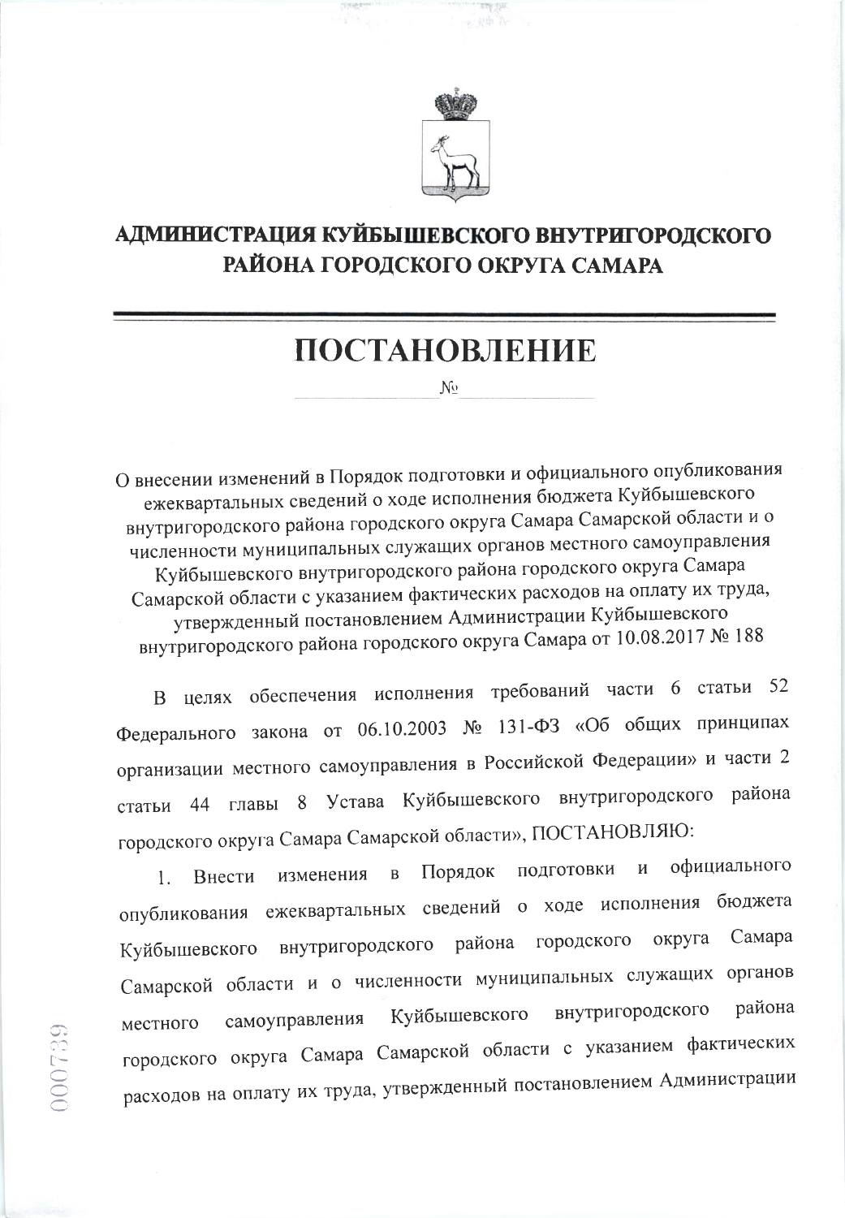# АДМИНИСТРАЦИЯ КУЙБЫШЕВСКОГО ВНУТРИГОРОДСКОГО РАЙОНА ГОРОДСКОГО ОКРУГА САМАРА

# ПОСТАНОВЛЕНИЕ

№

О внесении изменений в Порядок подготовки и официального опубликования ежеквартальных сведений о ходе исполнения бюджета Куйбышевского внутригородского района городского округа Самара Самарской области и о численности муниципальных служащих органов местного самоуправления Куйбышевского внутригородского района городского округа Самара Самарской области с указанием фактических расходов на оплату их труда, утвержденный постановлением Администрации Куйбышевского внутригородского района городского округа Самара от 10.08.2017 № 188

В целях обеспечения исполнения требований части 6 статьи 52 Федерального закона от 06.10.2003 № 131-ФЗ «Об общих принципах организации местного самоуправления в Российской Федерации» и части 2 статьи 44 главы 8 Устава Куйбышевского внутригородского района городского округа Самара Самарской области», ПОСТАНОВЛЯЮ:

1. Внести изменения в Порядок подготовки и официального опубликования ежеквартальных сведений о ходе исполнения бюджета Куйбышевского внутригородского района городского округа Самара Самарской области и о численности муниципальных служащих органов местного самоуправления Куйбышевского внутригородского района городского округа Самара Самарской области с указанием фактических расходов на оплату их труда, утвержденный постановлением Администрации

000739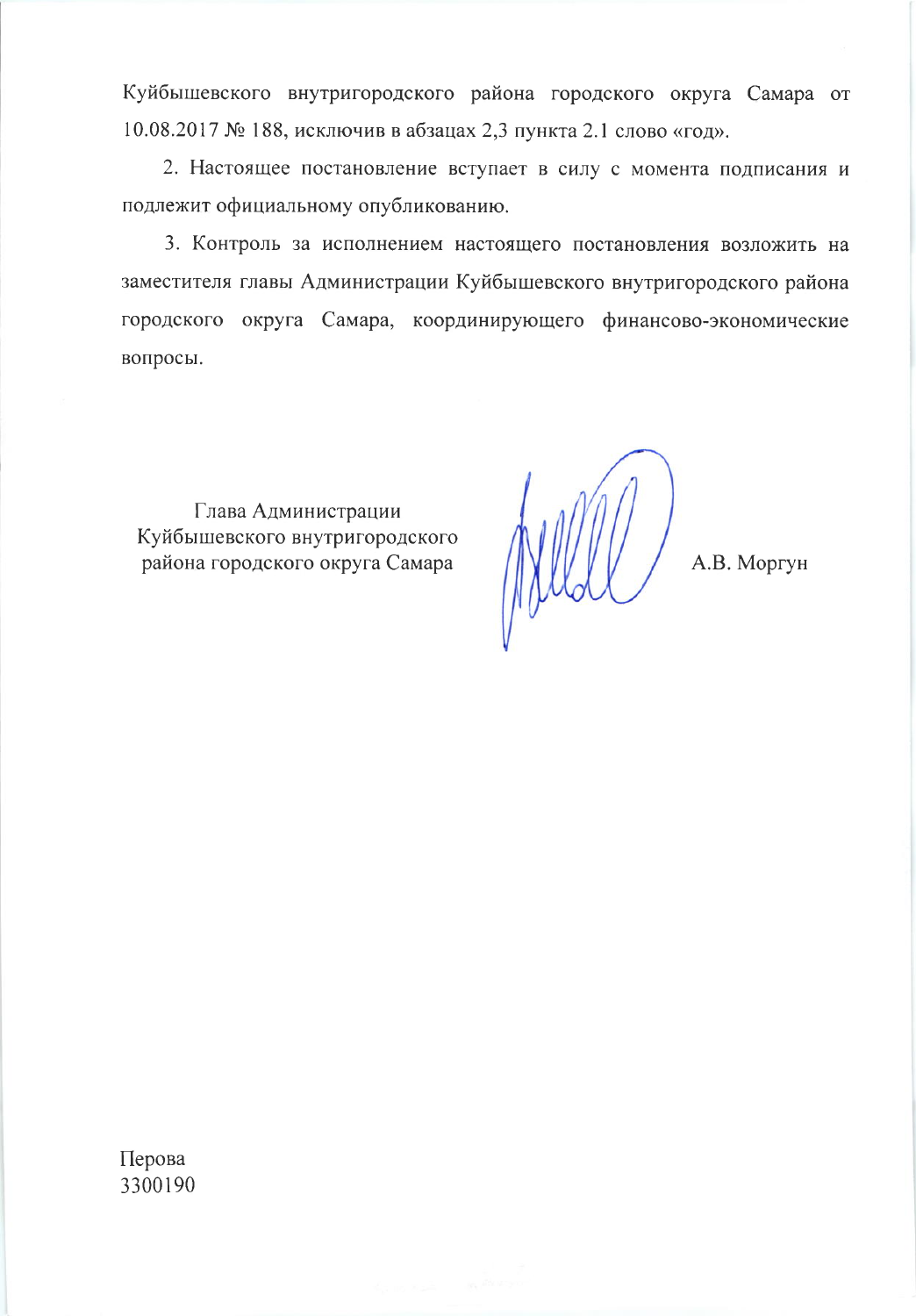Куйбышевского внутригородского района городского округа Самара от 10.08.2017 № 188, исключив в абзацах 2,3 пункта 2.1 слово «год».

2. Настоящее постановление вступает в силу с момента подписания и подлежит официальному опубликованию.

3. Контроль за исполнением настоящего постановления возложить на заместителя главы Администрации Куйбышевского внутригородского района городского округа Самара, координирующего финансово-экономические вопросы.

Глава Администрации
Куйбышевского внутригородского
района городского округа Самара

А.В. Моргун

Перова
3300190